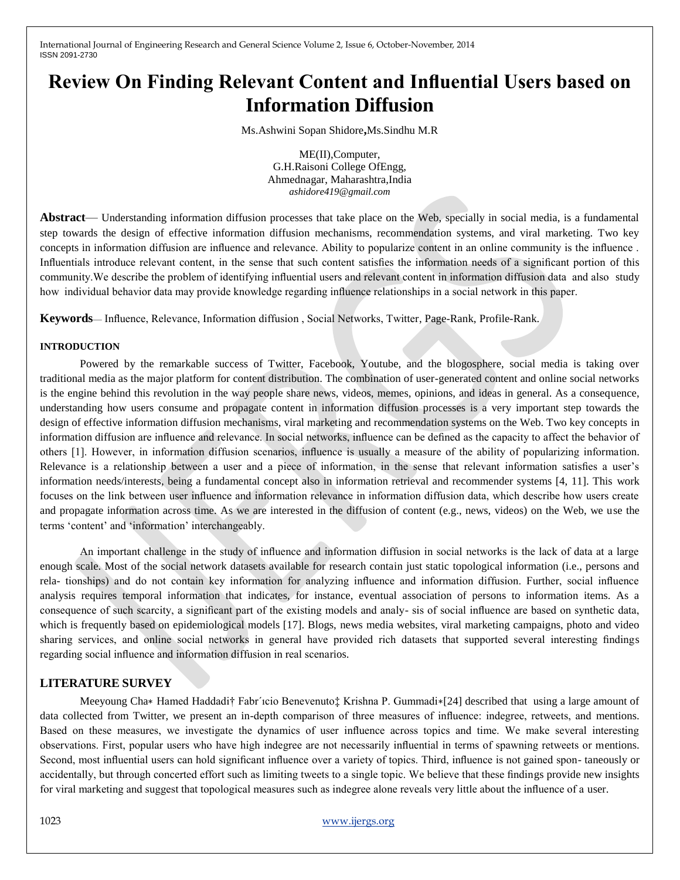# Review On Finding Relevant Content and Influential Users based on Information Diffusion

Ms.Ashwini Sopan Shidore**,**Ms.Sindhu M.R

ME(II),Computer,
G.H.Raisoni College OfEngg,
Ahmednagar, Maharashtra,India
*ashidore419@gmail.com*

**Abstract**— Understanding information diffusion processes that take place on the Web, specially in social media, is a fundamental step towards the design of effective information diffusion mechanisms, recommendation systems, and viral marketing. Two key concepts in information diffusion are influence and relevance. Ability to popularize content in an online community is the influence . Influentials introduce relevant content, in the sense that such content satisfies the information needs of a significant portion of this community.We describe the problem of identifying influential users and relevant content in information diffusion data and also study how individual behavior data may provide knowledge regarding influence relationships in a social network in this paper.

**Keywords**— Influence, Relevance, Information diffusion , Social Networks, Twitter, Page-Rank, Profile-Rank.

## INTRODUCTION

Powered by the remarkable success of Twitter, Facebook, Youtube, and the blogosphere, social media is taking over traditional media as the major platform for content distribution. The combination of user-generated content and online social networks is the engine behind this revolution in the way people share news, videos, memes, opinions, and ideas in general. As a consequence, understanding how users consume and propagate content in information diffusion processes is a very important step towards the design of effective information diffusion mechanisms, viral marketing and recommendation systems on the Web. Two key concepts in information diffusion are influence and relevance. In social networks, influence can be defined as the capacity to affect the behavior of others [1]. However, in information diffusion scenarios, influence is usually a measure of the ability of popularizing information. Relevance is a relationship between a user and a piece of information, in the sense that relevant information satisfies a user's information needs/interests, being a fundamental concept also in information retrieval and recommender systems [4, 11]. This work focuses on the link between user influence and information relevance in information diffusion data, which describe how users create and propagate information across time. As we are interested in the diffusion of content (e.g., news, videos) on the Web, we use the terms 'content' and 'information' interchangeably.

An important challenge in the study of influence and information diffusion in social networks is the lack of data at a large enough scale. Most of the social network datasets available for research contain just static topological information (i.e., persons and rela- tionships) and do not contain key information for analyzing influence and information diffusion. Further, social influence analysis requires temporal information that indicates, for instance, eventual association of persons to information items. As a consequence of such scarcity, a significant part of the existing models and analy- sis of social influence are based on synthetic data, which is frequently based on epidemiological models [17]. Blogs, news media websites, viral marketing campaigns, photo and video sharing services, and online social networks in general have provided rich datasets that supported several interesting findings regarding social influence and information diffusion in real scenarios.

## LITERATURE SURVEY

Meeyoung Cha∗ Hamed Haddadi† Fabr´ıcio Benevenuto‡ Krishna P. Gummadi∗[24] described that using a large amount of data collected from Twitter, we present an in-depth comparison of three measures of influence: indegree, retweets, and mentions. Based on these measures, we investigate the dynamics of user influence across topics and time. We make several interesting observations. First, popular users who have high indegree are not necessarily influential in terms of spawning retweets or mentions. Second, most influential users can hold significant influence over a variety of topics. Third, influence is not gained spon- taneously or accidentally, but through concerted effort such as limiting tweets to a single topic. We believe that these findings provide new insights for viral marketing and suggest that topological measures such as indegree alone reveals very little about the influence of a user.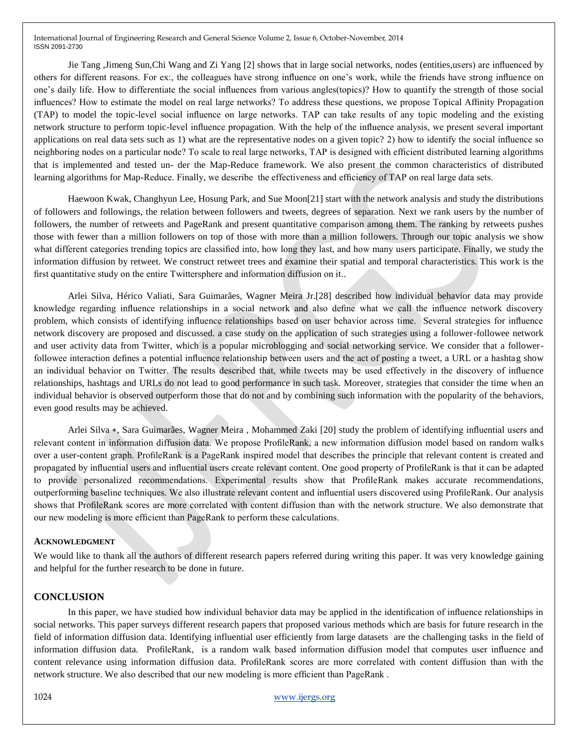Jie Tang ,Jimeng Sun,Chi Wang and Zi Yang [2] shows that in large social networks, nodes (entities,users) are influenced by others for different reasons. For ex:, the colleagues have strong influence on one's work, while the friends have strong influence on one's daily life. How to differentiate the social influences from various angles(topics)? How to quantify the strength of those social influences? How to estimate the model on real large networks? To address these questions, we propose Topical Affinity Propagation (TAP) to model the topic-level social influence on large networks. TAP can take results of any topic modeling and the existing network structure to perform topic-level influence propagation. With the help of the influence analysis, we present several important applications on real data sets such as 1) what are the representative nodes on a given topic? 2) how to identify the social influence so neighboring nodes on a particular node? To scale to real large networks, TAP is designed with efficient distributed learning algorithms that is implemented and tested un- der the Map-Reduce framework. We also present the common characteristics of distributed learning algorithms for Map-Reduce. Finally, we describe the effectiveness and efficiency of TAP on real large data sets.

Haewoon Kwak, Changhyun Lee, Hosung Park, and Sue Moon[21] start with the network analysis and study the distributions of followers and followings, the relation between followers and tweets, degrees of separation. Next we rank users by the number of followers, the number of retweets and PageRank and present quantitative comparison among them. The ranking by retweets pushes those with fewer than a million followers on top of those with more than a million followers. Through our topic analysis we show what different categories trending topics are classified into, how long they last, and how many users participate. Finally, we study the information diffusion by retweet. We construct retweet trees and examine their spatial and temporal characteristics. This work is the first quantitative study on the entire Twittersphere and information diffusion on it..

Arlei Silva, Hérico Valiati, Sara Guimarães, Wagner Meira Jr.[28] described how individual behavior data may provide knowledge regarding influence relationships in a social network and also define what we call the influence network discovery problem, which consists of identifying influence relationships based on user behavior across time. Several strategies for influence network discovery are proposed and discussed. a case study on the application of such strategies using a follower-followee network and user activity data from Twitter, which is a popular microblogging and social networking service. We consider that a follower-followee interaction defines a potential influence relationship between users and the act of posting a tweet, a URL or a hashtag show an individual behavior on Twitter. The results described that, while tweets may be used effectively in the discovery of influence relationships, hashtags and URLs do not lead to good performance in such task. Moreover, strategies that consider the time when an individual behavior is observed outperform those that do not and by combining such information with the popularity of the behaviors, even good results may be achieved.

Arlei Silva ∗, Sara Guimarães, Wagner Meira , Mohammed Zaki [20] study the problem of identifying influential users and relevant content in information diffusion data. We propose ProfileRank, a new information diffusion model based on random walks over a user-content graph. ProfileRank is a PageRank inspired model that describes the principle that relevant content is created and propagated by influential users and influential users create relevant content. One good property of ProfileRank is that it can be adapted to provide personalized recommendations. Experimental results show that ProfileRank makes accurate recommendations, outperforming baseline techniques. We also illustrate relevant content and influential users discovered using ProfileRank. Our analysis shows that ProfileRank scores are more correlated with content diffusion than with the network structure. We also demonstrate that our new modeling is more efficient than PageRank to perform these calculations.

### ACKNOWLEDGMENT

We would like to thank all the authors of different research papers referred during writing this paper. It was very knowledge gaining and helpful for the further research to be done in future.

## CONCLUSION

In this paper, we have studied how individual behavior data may be applied in the identification of influence relationships in social networks. This paper surveys different research papers that proposed various methods which are basis for future research in the field of information diffusion data. Identifying influential user efficiently from large datasets are the challenging tasks in the field of information diffusion data. ProfileRank, is a random walk based information diffusion model that computes user influence and content relevance using information diffusion data. ProfileRank scores are more correlated with content diffusion than with the network structure. We also described that our new modeling is more efficient than PageRank .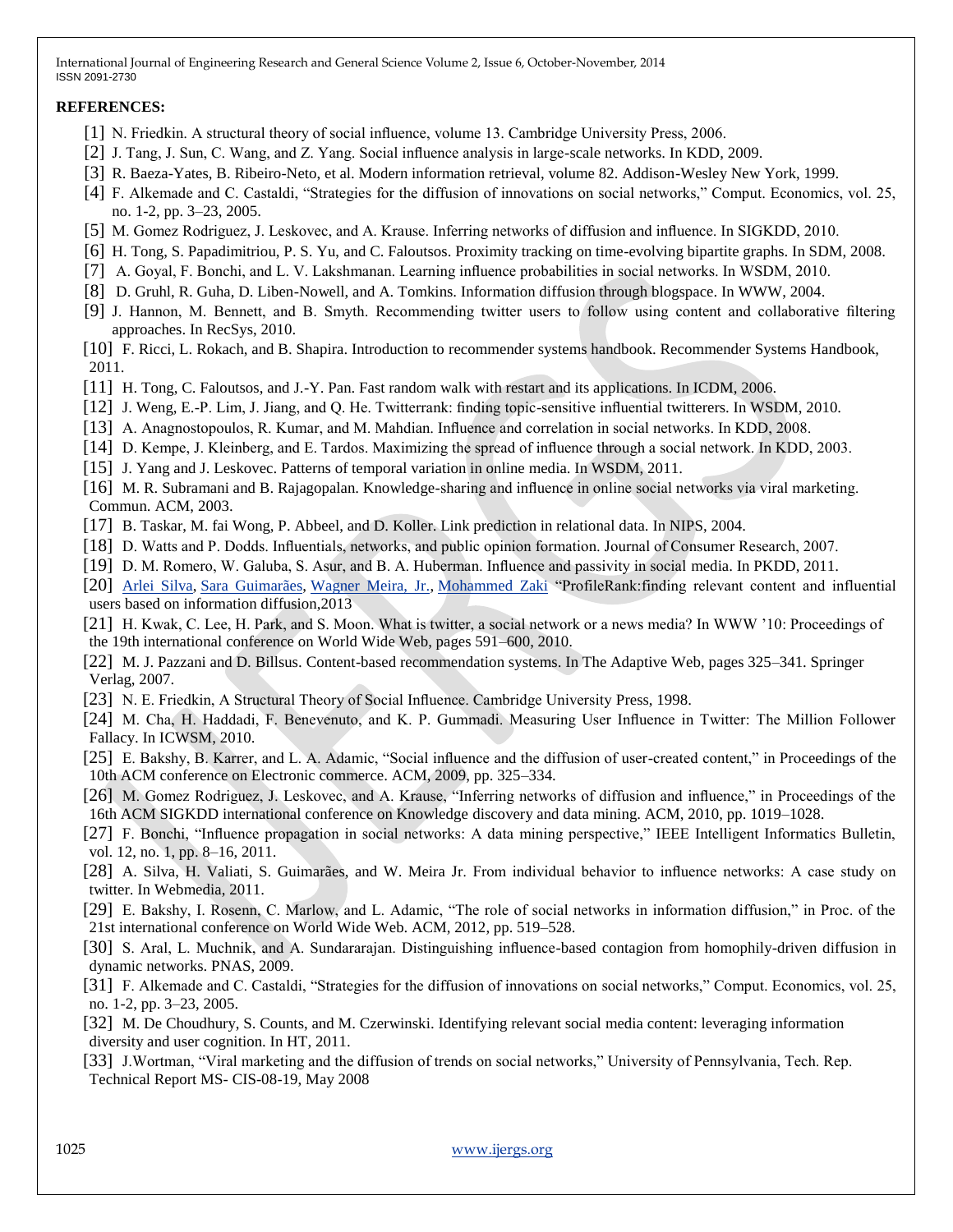**REFERENCES:**

[1] N. Friedkin. A structural theory of social influence, volume 13. Cambridge University Press, 2006.

[2] J. Tang, J. Sun, C. Wang, and Z. Yang. Social influence analysis in large-scale networks. In KDD, 2009.

[3] R. Baeza-Yates, B. Ribeiro-Neto, et al. Modern information retrieval, volume 82. Addison-Wesley New York, 1999.

[4] F. Alkemade and C. Castaldi, "Strategies for the diffusion of innovations on social networks," Comput. Economics, vol. 25, no. 1-2, pp. 3–23, 2005.

[5] M. Gomez Rodriguez, J. Leskovec, and A. Krause. Inferring networks of diffusion and influence. In SIGKDD, 2010.

[6] H. Tong, S. Papadimitriou, P. S. Yu, and C. Faloutsos. Proximity tracking on time-evolving bipartite graphs. In SDM, 2008.

[7] A. Goyal, F. Bonchi, and L. V. Lakshmanan. Learning influence probabilities in social networks. In WSDM, 2010.

[8] D. Gruhl, R. Guha, D. Liben-Nowell, and A. Tomkins. Information diffusion through blogspace. In WWW, 2004.

[9] J. Hannon, M. Bennett, and B. Smyth. Recommending twitter users to follow using content and collaborative filtering approaches. In RecSys, 2010.

[10] F. Ricci, L. Rokach, and B. Shapira. Introduction to recommender systems handbook. Recommender Systems Handbook, 2011.

[11] H. Tong, C. Faloutsos, and J.-Y. Pan. Fast random walk with restart and its applications. In ICDM, 2006.

[12] J. Weng, E.-P. Lim, J. Jiang, and Q. He. Twitterrank: finding topic-sensitive influential twitterers. In WSDM, 2010.

[13] A. Anagnostopoulos, R. Kumar, and M. Mahdian. Influence and correlation in social networks. In KDD, 2008.

[14] D. Kempe, J. Kleinberg, and E. Tardos. Maximizing the spread of influence through a social network. In KDD, 2003.

[15] J. Yang and J. Leskovec. Patterns of temporal variation in online media. In WSDM, 2011.

[16] M. R. Subramani and B. Rajagopalan. Knowledge-sharing and influence in online social networks via viral marketing. Commun. ACM, 2003.

[17] B. Taskar, M. fai Wong, P. Abbeel, and D. Koller. Link prediction in relational data. In NIPS, 2004.

[18] D. Watts and P. Dodds. Influentials, networks, and public opinion formation. Journal of Consumer Research, 2007.

[19] D. M. Romero, W. Galuba, S. Asur, and B. A. Huberman. Influence and passivity in social media. In PKDD, 2011.

[20] Arlei Silva, Sara Guimarães, Wagner Meira, Jr., Mohammed Zaki "ProfileRank:finding relevant content and influential users based on information diffusion,2013

[21] H. Kwak, C. Lee, H. Park, and S. Moon. What is twitter, a social network or a news media? In WWW '10: Proceedings of the 19th international conference on World Wide Web, pages 591–600, 2010.

[22] M. J. Pazzani and D. Billsus. Content-based recommendation systems. In The Adaptive Web, pages 325–341. Springer Verlag, 2007.

[23] N. E. Friedkin, A Structural Theory of Social Influence. Cambridge University Press, 1998.

[24] M. Cha, H. Haddadi, F. Benevenuto, and K. P. Gummadi. Measuring User Influence in Twitter: The Million Follower Fallacy. In ICWSM, 2010.

[25] E. Bakshy, B. Karrer, and L. A. Adamic, "Social influence and the diffusion of user-created content," in Proceedings of the 10th ACM conference on Electronic commerce. ACM, 2009, pp. 325–334.

[26] M. Gomez Rodriguez, J. Leskovec, and A. Krause, "Inferring networks of diffusion and influence," in Proceedings of the 16th ACM SIGKDD international conference on Knowledge discovery and data mining. ACM, 2010, pp. 1019–1028.

[27] F. Bonchi, "Influence propagation in social networks: A data mining perspective," IEEE Intelligent Informatics Bulletin, vol. 12, no. 1, pp. 8–16, 2011.

[28] A. Silva, H. Valiati, S. Guimarães, and W. Meira Jr. From individual behavior to influence networks: A case study on twitter. In Webmedia, 2011.

[29] E. Bakshy, I. Rosenn, C. Marlow, and L. Adamic, "The role of social networks in information diffusion," in Proc. of the 21st international conference on World Wide Web. ACM, 2012, pp. 519–528.

[30] S. Aral, L. Muchnik, and A. Sundararajan. Distinguishing influence-based contagion from homophily-driven diffusion in dynamic networks. PNAS, 2009.

[31] F. Alkemade and C. Castaldi, "Strategies for the diffusion of innovations on social networks," Comput. Economics, vol. 25, no. 1-2, pp. 3–23, 2005.

[32] M. De Choudhury, S. Counts, and M. Czerwinski. Identifying relevant social media content: leveraging information diversity and user cognition. In HT, 2011.

[33] J.Wortman, "Viral marketing and the diffusion of trends on social networks," University of Pennsylvania, Tech. Rep. Technical Report MS- CIS-08-19, May 2008